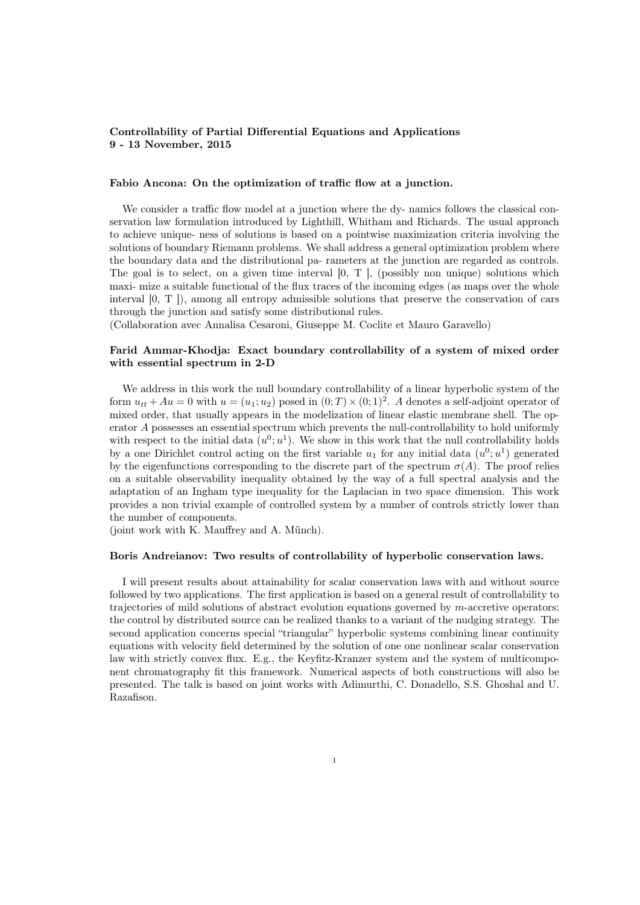**Controllability of Partial Differential Equations and Applications**
**9 - 13 November, 2015**

**Fabio Ancona: On the optimization of traffic flow at a junction.**

We consider a traffic flow model at a junction where the dy- namics follows the classical conservation law formulation introduced by Lighthill, Whitham and Richards. The usual approach to achieve unique- ness of solutions is based on a pointwise maximization criteria involving the solutions of boundary Riemann problems. We shall address a general optimization problem where the boundary data and the distributional pa- rameters at the junction are regarded as controls. The goal is to select, on a given time interval [0, T ], (possibly non unique) solutions which maxi- mize a suitable functional of the flux traces of the incoming edges (as maps over the whole interval [0, T ]), among all entropy admissible solutions that preserve the conservation of cars through the junction and satisfy some distributional rules.
(Collaboration avec Annalisa Cesaroni, Giuseppe M. Coclite et Mauro Garavello)

**Farid Ammar-Khodja: Exact boundary controllability of a system of mixed order with essential spectrum in 2-D**

We address in this work the null boundary controllability of a linear hyperbolic system of the form $u_{tt} + Au = 0$ with $u = (u_1; u_2)$ posed in $(0;T) \times (0;1)^2$. $A$ denotes a self-adjoint operator of mixed order, that usually appears in the modelization of linear elastic membrane shell. The operator $A$ possesses an essential spectrum which prevents the null-controllability to hold uniformly with respect to the initial data $(u^0; u^1)$. We show in this work that the null controllability holds by a one Dirichlet control acting on the first variable $u_1$ for any initial data $(u^0; u^1)$ generated by the eigenfunctions corresponding to the discrete part of the spectrum $\sigma(A)$. The proof relies on a suitable observability inequality obtained by the way of a full spectral analysis and the adaptation of an Ingham type inequality for the Laplacian in two space dimension. This work provides a non trivial example of controlled system by a number of controls strictly lower than the number of components.
(joint work with K. Mauffrey and A. Münch).

**Boris Andreianov: Two results of controllability of hyperbolic conservation laws.**

I will present results about attainability for scalar conservation laws with and without source followed by two applications. The first application is based on a general result of controllability to trajectories of mild solutions of abstract evolution equations governed by $m$-accretive operators: the control by distributed source can be realized thanks to a variant of the nudging strategy. The second application concerns special "triangular" hyperbolic systems combining linear continuity equations with velocity field determined by the solution of one one nonlinear scalar conservation law with strictly convex flux. E.g., the Keyfitz-Kranzer system and the system of multicomponent chromatography fit this framework. Numerical aspects of both constructions will also be presented. The talk is based on joint works with Adimurthi, C. Donadello, S.S. Ghoshal and U. Razafison.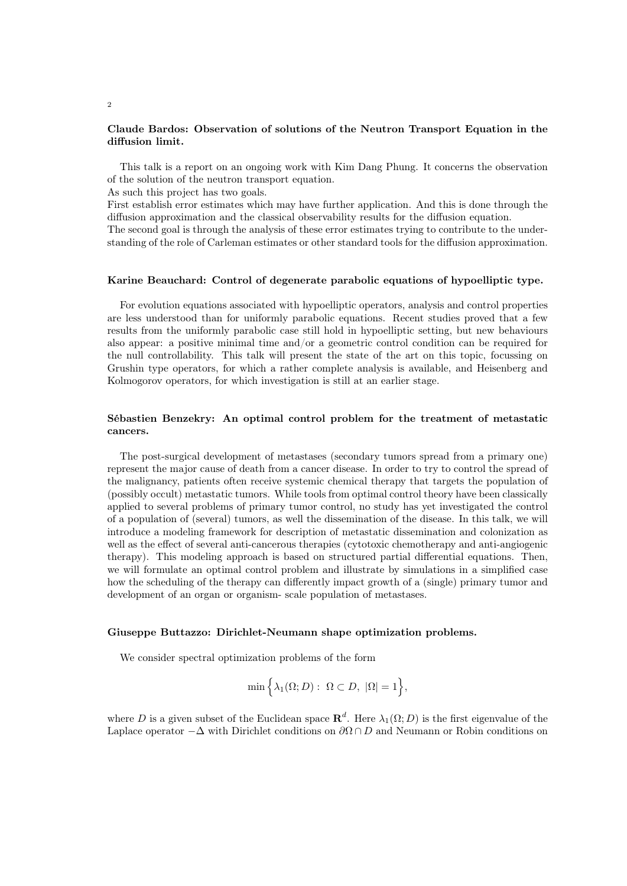**Claude Bardos: Observation of solutions of the Neutron Transport Equation in the diffusion limit.**

This talk is a report on an ongoing work with Kim Dang Phung. It concerns the observation of the solution of the neutron transport equation.
As such this project has two goals.
First establish error estimates which may have further application. And this is done through the diffusion approximation and the classical observability results for the diffusion equation.
The second goal is through the analysis of these error estimates trying to contribute to the understanding of the role of Carleman estimates or other standard tools for the diffusion approximation.

**Karine Beauchard: Control of degenerate parabolic equations of hypoelliptic type.**

For evolution equations associated with hypoelliptic operators, analysis and control properties are less understood than for uniformly parabolic equations. Recent studies proved that a few results from the uniformly parabolic case still hold in hypoelliptic setting, but new behaviours also appear: a positive minimal time and/or a geometric control condition can be required for the null controllability. This talk will present the state of the art on this topic, focussing on Grushin type operators, for which a rather complete analysis is available, and Heisenberg and Kolmogorov operators, for which investigation is still at an earlier stage.

**Sébastien Benzekry: An optimal control problem for the treatment of metastatic cancers.**

The post-surgical development of metastases (secondary tumors spread from a primary one) represent the major cause of death from a cancer disease. In order to try to control the spread of the malignancy, patients often receive systemic chemical therapy that targets the population of (possibly occult) metastatic tumors. While tools from optimal control theory have been classically applied to several problems of primary tumor control, no study has yet investigated the control of a population of (several) tumors, as well the dissemination of the disease. In this talk, we will introduce a modeling framework for description of metastatic dissemination and colonization as well as the effect of several anti-cancerous therapies (cytotoxic chemotherapy and anti-angiogenic therapy). This modeling approach is based on structured partial differential equations. Then, we will formulate an optimal control problem and illustrate by simulations in a simplified case how the scheduling of the therapy can differently impact growth of a (single) primary tumor and development of an organ or organism- scale population of metastases.

**Giuseppe Buttazzo: Dirichlet-Neumann shape optimization problems.**

We consider spectral optimization problems of the form

$$\min\Big\{\lambda_1(\Omega;D):\ \Omega\subset D,\ |\Omega|=1\Big\},$$

where $D$ is a given subset of the Euclidean space $\mathbf{R}^d$. Here $\lambda_1(\Omega;D)$ is the first eigenvalue of the Laplace operator $-\Delta$ with Dirichlet conditions on $\partial\Omega\cap D$ and Neumann or Robin conditions on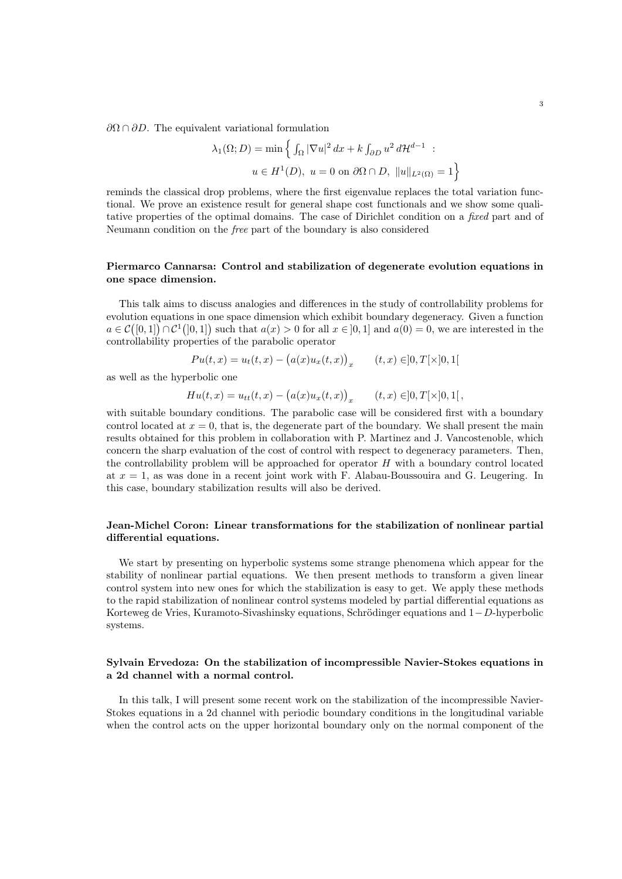$\partial\Omega \cap \partial D$. The equivalent variational formulation

$$\lambda_1(\Omega; D) = \min \Big\{ \int_\Omega |\nabla u|^2 \, dx + k \int_{\partial D} u^2 \, d\mathcal{H}^{d-1} \ : \\ u \in H^1(D), \ u = 0 \text{ on } \partial\Omega \cap D, \ \|u\|_{L^2(\Omega)} = 1 \Big\}$$

reminds the classical drop problems, where the first eigenvalue replaces the total variation functional. We prove an existence result for general shape cost functionals and we show some qualitative properties of the optimal domains. The case of Dirichlet condition on a *fixed* part and of Neumann condition on the *free* part of the boundary is also considered

**Piermarco Cannarsa: Control and stabilization of degenerate evolution equations in one space dimension.**

This talk aims to discuss analogies and differences in the study of controllability problems for evolution equations in one space dimension which exhibit boundary degeneracy. Given a function $a \in \mathcal{C}\big([0,1]\big) \cap \mathcal{C}^1\big(]0,1]\big)$ such that $a(x) > 0$ for all $x \in ]0,1]$ and $a(0) = 0$, we are interested in the controllability properties of the parabolic operator

$$Pu(t,x) = u_t(t,x) - \big(a(x)u_x(t,x)\big)_x \qquad (t,x) \in ]0,T[\times]0,1[$$

as well as the hyperbolic one

$$Hu(t,x) = u_{tt}(t,x) - \big(a(x)u_x(t,x)\big)_x \qquad (t,x) \in ]0,T[\times]0,1[\,,$$

with suitable boundary conditions. The parabolic case will be considered first with a boundary control located at $x = 0$, that is, the degenerate part of the boundary. We shall present the main results obtained for this problem in collaboration with P. Martinez and J. Vancostenoble, which concern the sharp evaluation of the cost of control with respect to degeneracy parameters. Then, the controllability problem will be approached for operator $H$ with a boundary control located at $x = 1$, as was done in a recent joint work with F. Alabau-Boussouira and G. Leugering. In this case, boundary stabilization results will also be derived.

**Jean-Michel Coron: Linear transformations for the stabilization of nonlinear partial differential equations.**

We start by presenting on hyperbolic systems some strange phenomena which appear for the stability of nonlinear partial equations. We then present methods to transform a given linear control system into new ones for which the stabilization is easy to get. We apply these methods to the rapid stabilization of nonlinear control systems modeled by partial differential equations as Korteweg de Vries, Kuramoto-Sivashinsky equations, Schrödinger equations and $1-D$-hyperbolic systems.

**Sylvain Ervedoza: On the stabilization of incompressible Navier-Stokes equations in a 2d channel with a normal control.**

In this talk, I will present some recent work on the stabilization of the incompressible Navier-Stokes equations in a 2d channel with periodic boundary conditions in the longitudinal variable when the control acts on the upper horizontal boundary only on the normal component of the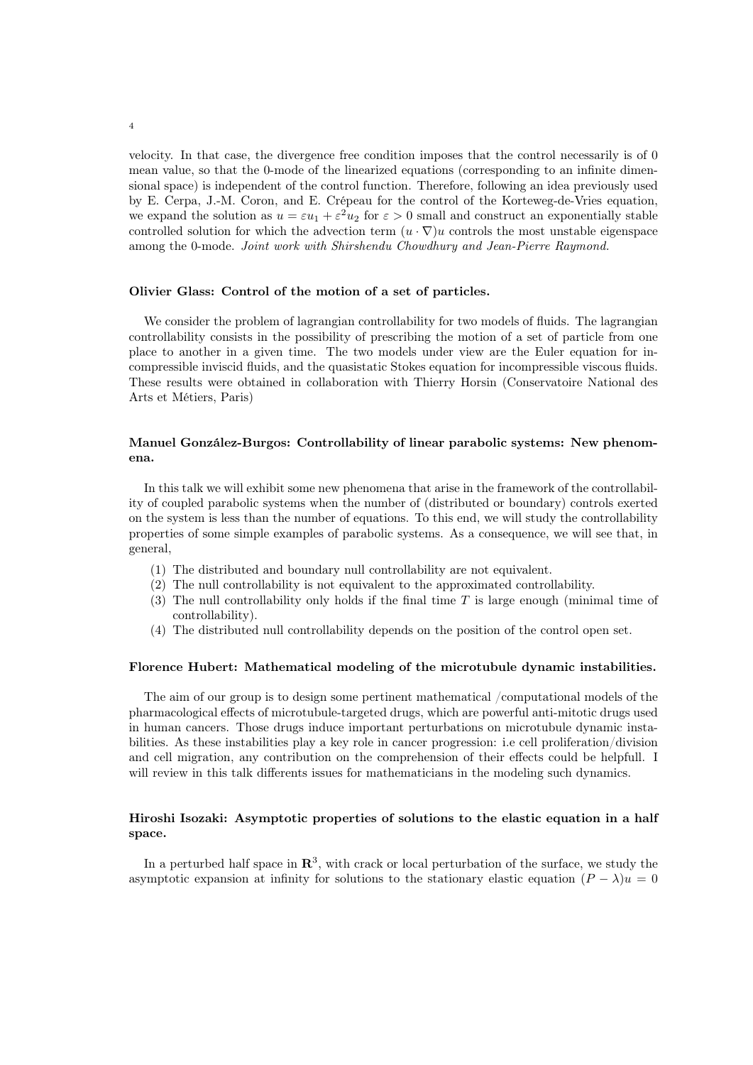velocity. In that case, the divergence free condition imposes that the control necessarily is of 0 mean value, so that the 0-mode of the linearized equations (corresponding to an infinite dimensional space) is independent of the control function. Therefore, following an idea previously used by E. Cerpa, J.-M. Coron, and E. Crépeau for the control of the Korteweg-de-Vries equation, we expand the solution as $u = \varepsilon u_1 + \varepsilon^2 u_2$ for $\varepsilon > 0$ small and construct an exponentially stable controlled solution for which the advection term $(u \cdot \nabla)u$ controls the most unstable eigenspace among the 0-mode. *Joint work with Shirshendu Chowdhury and Jean-Pierre Raymond.*

**Olivier Glass: Control of the motion of a set of particles.**

We consider the problem of lagrangian controllability for two models of fluids. The lagrangian controllability consists in the possibility of prescribing the motion of a set of particle from one place to another in a given time. The two models under view are the Euler equation for incompressible inviscid fluids, and the quasistatic Stokes equation for incompressible viscous fluids. These results were obtained in collaboration with Thierry Horsin (Conservatoire National des Arts et Métiers, Paris)

**Manuel González-Burgos: Controllability of linear parabolic systems: New phenomena.**

In this talk we will exhibit some new phenomena that arise in the framework of the controllability of coupled parabolic systems when the number of (distributed or boundary) controls exerted on the system is less than the number of equations. To this end, we will study the controllability properties of some simple examples of parabolic systems. As a consequence, we will see that, in general,

(1) The distributed and boundary null controllability are not equivalent.
(2) The null controllability is not equivalent to the approximated controllability.
(3) The null controllability only holds if the final time $T$ is large enough (minimal time of controllability).
(4) The distributed null controllability depends on the position of the control open set.

**Florence Hubert: Mathematical modeling of the microtubule dynamic instabilities.**

The aim of our group is to design some pertinent mathematical /computational models of the pharmacological effects of microtubule-targeted drugs, which are powerful anti-mitotic drugs used in human cancers. Those drugs induce important perturbations on microtubule dynamic instabilities. As these instabilities play a key role in cancer progression: i.e cell proliferation/division and cell migration, any contribution on the comprehension of their effects could be helpfull. I will review in this talk differents issues for mathematicians in the modeling such dynamics.

**Hiroshi Isozaki: Asymptotic properties of solutions to the elastic equation in a half space.**

In a perturbed half space in $\mathbf{R}^3$, with crack or local perturbation of the surface, we study the asymptotic expansion at infinity for solutions to the stationary elastic equation $(P - \lambda)u = 0$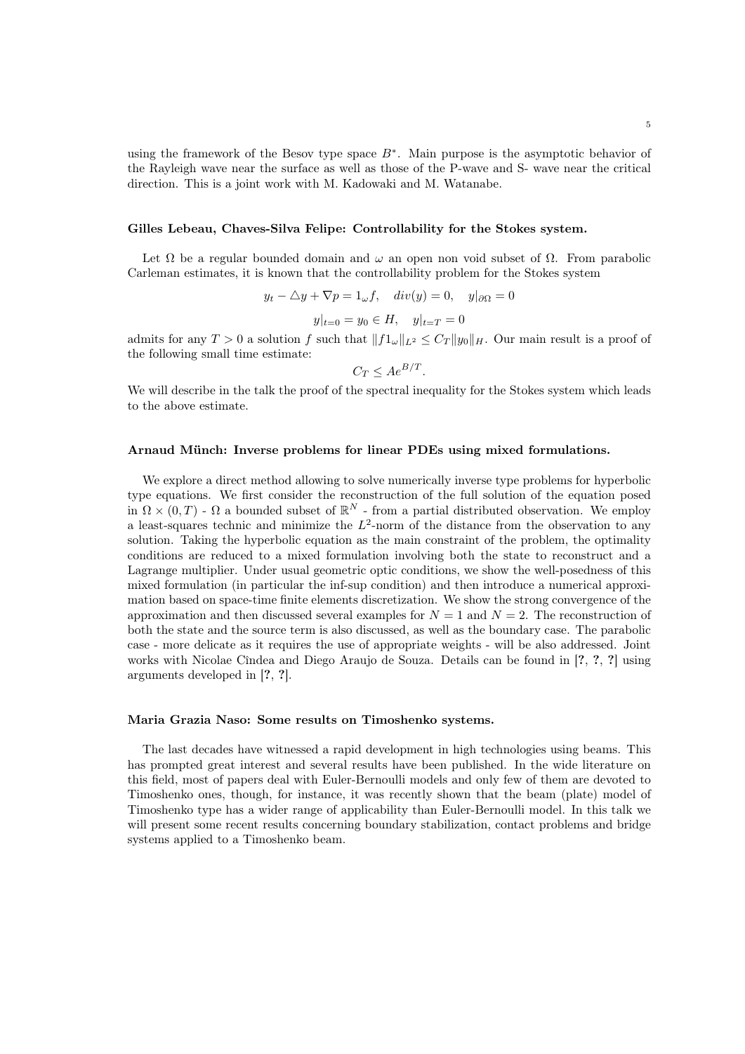using the framework of the Besov type space $B^*$. Main purpose is the asymptotic behavior of the Rayleigh wave near the surface as well as those of the P-wave and S- wave near the critical direction. This is a joint work with M. Kadowaki and M. Watanabe.

**Gilles Lebeau, Chaves-Silva Felipe: Controllability for the Stokes system.**

Let $\Omega$ be a regular bounded domain and $\omega$ an open non void subset of $\Omega$. From parabolic Carleman estimates, it is known that the controllability problem for the Stokes system

$$y_t - \triangle y + \nabla p = 1_\omega f, \quad div(y) = 0, \quad y|_{\partial\Omega} = 0$$

$$y|_{t=0} = y_0 \in H, \quad y|_{t=T} = 0$$

admits for any $T > 0$ a solution $f$ such that $\|f 1_\omega\|_{L^2} \leq C_T \|y_0\|_H$. Our main result is a proof of the following small time estimate:

$$C_T \leq A e^{B/T}.$$

We will describe in the talk the proof of the spectral inequality for the Stokes system which leads to the above estimate.

**Arnaud Münch: Inverse problems for linear PDEs using mixed formulations.**

We explore a direct method allowing to solve numerically inverse type problems for hyperbolic type equations. We first consider the reconstruction of the full solution of the equation posed in $\Omega \times (0,T)$ - $\Omega$ a bounded subset of $\mathbb{R}^N$ - from a partial distributed observation. We employ a least-squares technic and minimize the $L^2$-norm of the distance from the observation to any solution. Taking the hyperbolic equation as the main constraint of the problem, the optimality conditions are reduced to a mixed formulation involving both the state to reconstruct and a Lagrange multiplier. Under usual geometric optic conditions, we show the well-posedness of this mixed formulation (in particular the inf-sup condition) and then introduce a numerical approximation based on space-time finite elements discretization. We show the strong convergence of the approximation and then discussed several examples for $N = 1$ and $N = 2$. The reconstruction of both the state and the source term is also discussed, as well as the boundary case. The parabolic case - more delicate as it requires the use of appropriate weights - will be also addressed. Joint works with Nicolae Cîndea and Diego Araujo de Souza. Details can be found in [**?**, **?**, **?**] using arguments developed in [**?**, **?**].

**Maria Grazia Naso: Some results on Timoshenko systems.**

The last decades have witnessed a rapid development in high technologies using beams. This has prompted great interest and several results have been published. In the wide literature on this field, most of papers deal with Euler-Bernoulli models and only few of them are devoted to Timoshenko ones, though, for instance, it was recently shown that the beam (plate) model of Timoshenko type has a wider range of applicability than Euler-Bernoulli model. In this talk we will present some recent results concerning boundary stabilization, contact problems and bridge systems applied to a Timoshenko beam.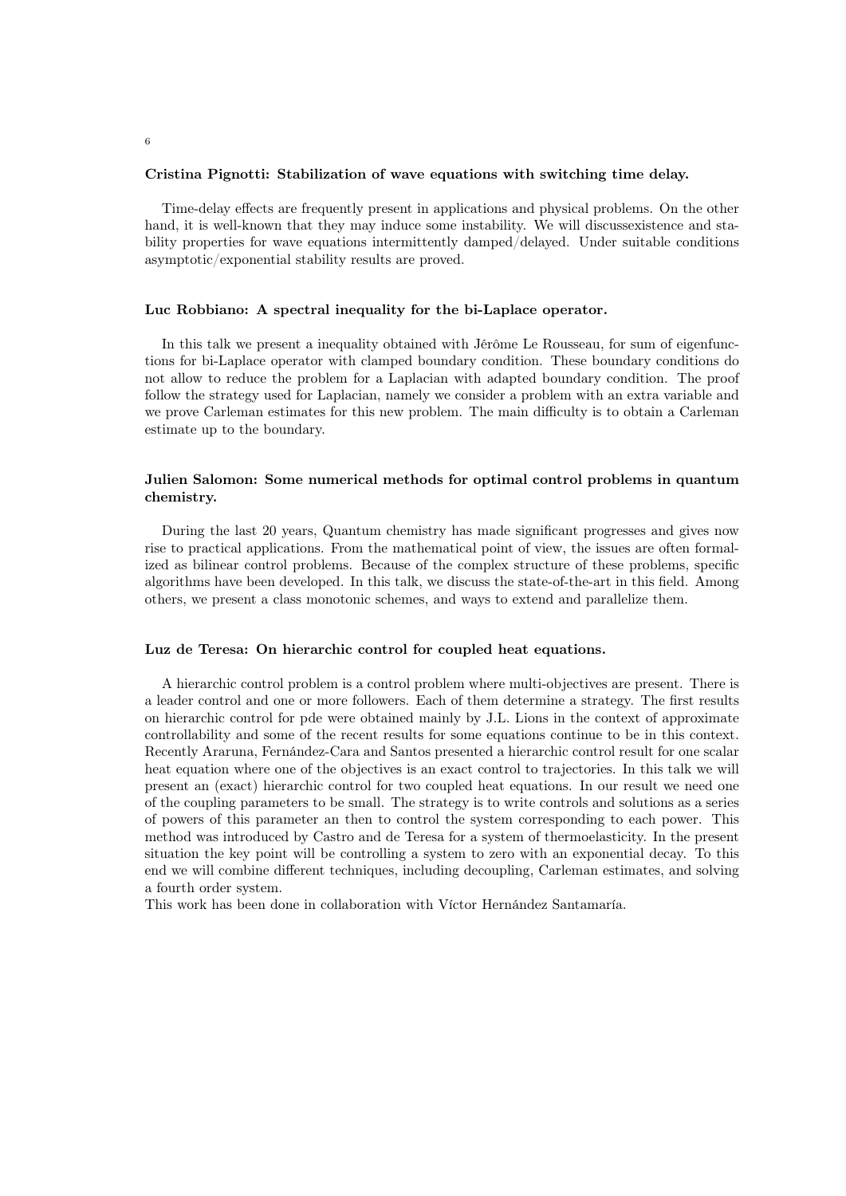### Cristina Pignotti: Stabilization of wave equations with switching time delay.

Time-delay effects are frequently present in applications and physical problems. On the other hand, it is well-known that they may induce some instability. We will discussexistence and stability properties for wave equations intermittently damped/delayed. Under suitable conditions asymptotic/exponential stability results are proved.

### Luc Robbiano: A spectral inequality for the bi-Laplace operator.

In this talk we present a inequality obtained with Jérôme Le Rousseau, for sum of eigenfunctions for bi-Laplace operator with clamped boundary condition. These boundary conditions do not allow to reduce the problem for a Laplacian with adapted boundary condition. The proof follow the strategy used for Laplacian, namely we consider a problem with an extra variable and we prove Carleman estimates for this new problem. The main difficulty is to obtain a Carleman estimate up to the boundary.

### Julien Salomon: Some numerical methods for optimal control problems in quantum chemistry.

During the last 20 years, Quantum chemistry has made significant progresses and gives now rise to practical applications. From the mathematical point of view, the issues are often formalized as bilinear control problems. Because of the complex structure of these problems, specific algorithms have been developed. In this talk, we discuss the state-of-the-art in this field. Among others, we present a class monotonic schemes, and ways to extend and parallelize them.

### Luz de Teresa: On hierarchic control for coupled heat equations.

A hierarchic control problem is a control problem where multi-objectives are present. There is a leader control and one or more followers. Each of them determine a strategy. The first results on hierarchic control for pde were obtained mainly by J.L. Lions in the context of approximate controllability and some of the recent results for some equations continue to be in this context. Recently Araruna, Fernández-Cara and Santos presented a hierarchic control result for one scalar heat equation where one of the objectives is an exact control to trajectories. In this talk we will present an (exact) hierarchic control for two coupled heat equations. In our result we need one of the coupling parameters to be small. The strategy is to write controls and solutions as a series of powers of this parameter an then to control the system corresponding to each power. This method was introduced by Castro and de Teresa for a system of thermoelasticity. In the present situation the key point will be controlling a system to zero with an exponential decay. To this end we will combine different techniques, including decoupling, Carleman estimates, and solving a fourth order system.
This work has been done in collaboration with Víctor Hernández Santamaría.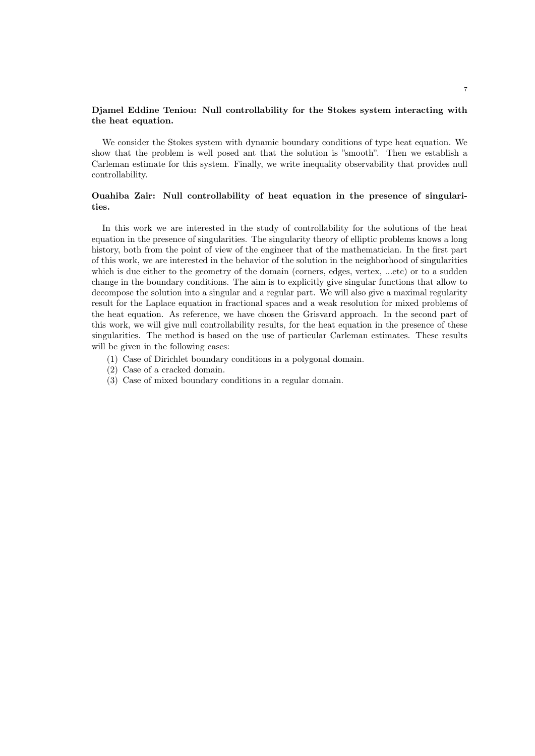**Djamel Eddine Teniou: Null controllability for the Stokes system interacting with the heat equation.**

We consider the Stokes system with dynamic boundary conditions of type heat equation. We show that the problem is well posed ant that the solution is "smooth". Then we establish a Carleman estimate for this system. Finally, we write inequality observability that provides null controllability.

**Ouahiba Zair: Null controllability of heat equation in the presence of singularities.**

In this work we are interested in the study of controllability for the solutions of the heat equation in the presence of singularities. The singularity theory of elliptic problems knows a long history, both from the point of view of the engineer that of the mathematician. In the first part of this work, we are interested in the behavior of the solution in the neighborhood of singularities which is due either to the geometry of the domain (corners, edges, vertex, ...etc) or to a sudden change in the boundary conditions. The aim is to explicitly give singular functions that allow to decompose the solution into a singular and a regular part. We will also give a maximal regularity result for the Laplace equation in fractional spaces and a weak resolution for mixed problems of the heat equation. As reference, we have chosen the Grisvard approach. In the second part of this work, we will give null controllability results, for the heat equation in the presence of these singularities. The method is based on the use of particular Carleman estimates. These results will be given in the following cases:

(1) Case of Dirichlet boundary conditions in a polygonal domain.
(2) Case of a cracked domain.
(3) Case of mixed boundary conditions in a regular domain.